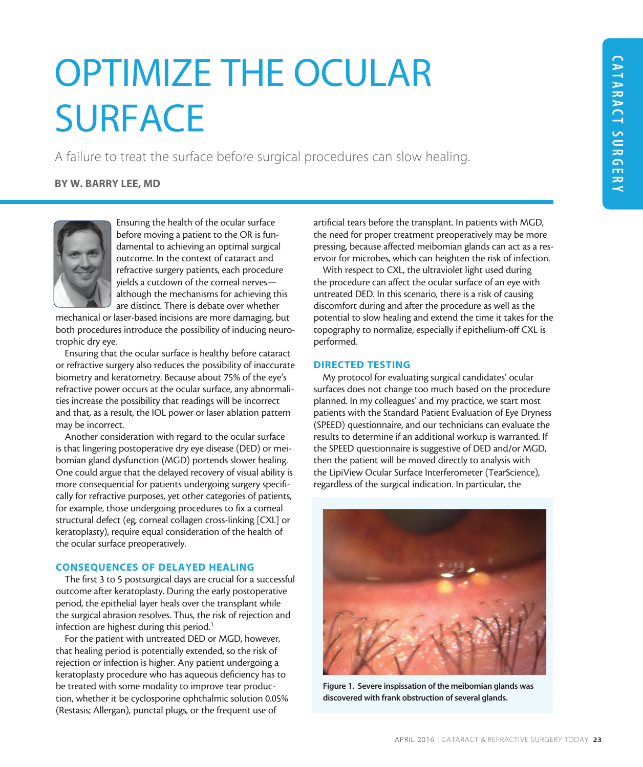# OPTIMIZE THE OCULAR SURFACE

A failure to treat the surface before surgical procedures can slow healing.

**BY W. BARRY LEE, MD**

Ensuring the health of the ocular surface before moving a patient to the OR is fundamental to achieving an optimal surgical outcome. In the context of cataract and refractive surgery patients, each procedure yields a cutdown of the corneal nerves—although the mechanisms for achieving this are distinct. There is debate over whether mechanical or laser-based incisions are more damaging, but both procedures introduce the possibility of inducing neurotrophic dry eye.

Ensuring that the ocular surface is healthy before cataract or refractive surgery also reduces the possibility of inaccurate biometry and keratometry. Because about 75% of the eye's refractive power occurs at the ocular surface, any abnormalities increase the possibility that readings will be incorrect and that, as a result, the IOL power or laser ablation pattern may be incorrect.

Another consideration with regard to the ocular surface is that lingering postoperative dry eye disease (DED) or meibomian gland dysfunction (MGD) portends slower healing. One could argue that the delayed recovery of visual ability is more consequential for patients undergoing surgery specifically for refractive purposes, yet other categories of patients, for example, those undergoing procedures to fix a corneal structural defect (eg, corneal collagen cross-linking [CXL] or keratoplasty), require equal consideration of the health of the ocular surface preoperatively.

## CONSEQUENCES OF DELAYED HEALING

The first 3 to 5 postsurgical days are crucial for a successful outcome after keratoplasty. During the early postoperative period, the epithelial layer heals over the transplant while the surgical abrasion resolves. Thus, the risk of rejection and infection are highest during this period.[1]

For the patient with untreated DED or MGD, however, that healing period is potentially extended, so the risk of rejection or infection is higher. Any patient undergoing a keratoplasty procedure who has aqueous deficiency has to be treated with some modality to improve tear production, whether it be cyclosporine ophthalmic solution 0.05% (Restasis; Allergan), punctal plugs, or the frequent use of artificial tears before the transplant. In patients with MGD, the need for proper treatment preoperatively may be more pressing, because affected meibomian glands can act as a reservoir for microbes, which can heighten the risk of infection.

With respect to CXL, the ultraviolet light used during the procedure can affect the ocular surface of an eye with untreated DED. In this scenario, there is a risk of causing discomfort during and after the procedure as well as the potential to slow healing and extend the time it takes for the topography to normalize, especially if epithelium-off CXL is performed.

## DIRECTED TESTING

My protocol for evaluating surgical candidates' ocular surfaces does not change too much based on the procedure planned. In my colleagues' and my practice, we start most patients with the Standard Patient Evaluation of Eye Dryness (SPEED) questionnaire, and our technicians can evaluate the results to determine if an additional workup is warranted. If the SPEED questionnaire is suggestive of DED and/or MGD, then the patient will be moved directly to analysis with the LipiView Ocular Surface Interferometer (TearScience), regardless of the surgical indication. In particular, the

**Figure 1. Severe inspissation of the meibomian glands was discovered with frank obstruction of several glands.**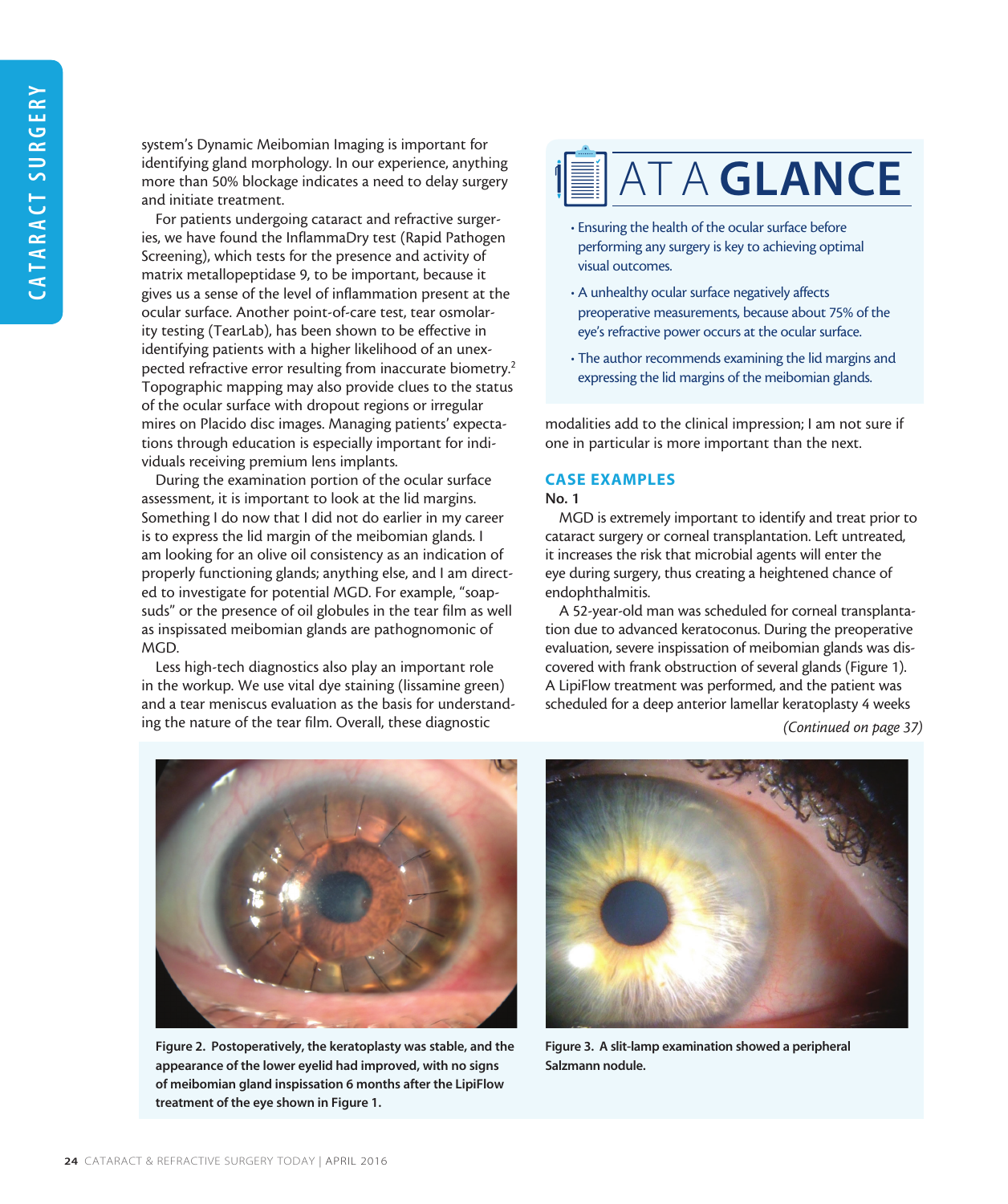system's Dynamic Meibomian Imaging is important for identifying gland morphology. In our experience, anything more than 50% blockage indicates a need to delay surgery and initiate treatment.

For patients undergoing cataract and refractive surgeries, we have found the InflammaDry test (Rapid Pathogen Screening), which tests for the presence and activity of matrix metallopeptidase 9, to be important, because it gives us a sense of the level of inflammation present at the ocular surface. Another point-of-care test, tear osmolarity testing (TearLab), has been shown to be effective in identifying patients with a higher likelihood of an unexpected refractive error resulting from inaccurate biometry.[2] Topographic mapping may also provide clues to the status of the ocular surface with dropout regions or irregular mires on Placido disc images. Managing patients' expectations through education is especially important for individuals receiving premium lens implants.

During the examination portion of the ocular surface assessment, it is important to look at the lid margins. Something I do now that I did not do earlier in my career is to express the lid margin of the meibomian glands. I am looking for an olive oil consistency as an indication of properly functioning glands; anything else, and I am directed to investigate for potential MGD. For example, "soap-suds" or the presence of oil globules in the tear film as well as inspissated meibomian glands are pathognomonic of MGD.

Less high-tech diagnostics also play an important role in the workup. We use vital dye staining (lissamine green) and a tear meniscus evaluation as the basis for understanding the nature of the tear film. Overall, these diagnostic modalities add to the clinical impression; I am not sure if one in particular is more important than the next.

## AT A GLANCE

- Ensuring the health of the ocular surface before performing any surgery is key to achieving optimal visual outcomes.
- A unhealthy ocular surface negatively affects preoperative measurements, because about 75% of the eye's refractive power occurs at the ocular surface.
- The author recommends examining the lid margins and expressing the lid margins of the meibomian glands.

## CASE EXAMPLES

### No. 1

MGD is extremely important to identify and treat prior to cataract surgery or corneal transplantation. Left untreated, it increases the risk that microbial agents will enter the eye during surgery, thus creating a heightened chance of endophthalmitis.

A 52-year-old man was scheduled for corneal transplantation due to advanced keratoconus. During the preoperative evaluation, severe inspissation of meibomian glands was discovered with frank obstruction of several glands (Figure 1). A LipiFlow treatment was performed, and the patient was scheduled for a deep anterior lamellar keratoplasty 4 weeks

*(Continued on page 37)*

**Figure 2. Postoperatively, the keratoplasty was stable, and the appearance of the lower eyelid had improved, with no signs of meibomian gland inspissation 6 months after the LipiFlow treatment of the eye shown in Figure 1.**

**Figure 3. A slit-lamp examination showed a peripheral Salzmann nodule.**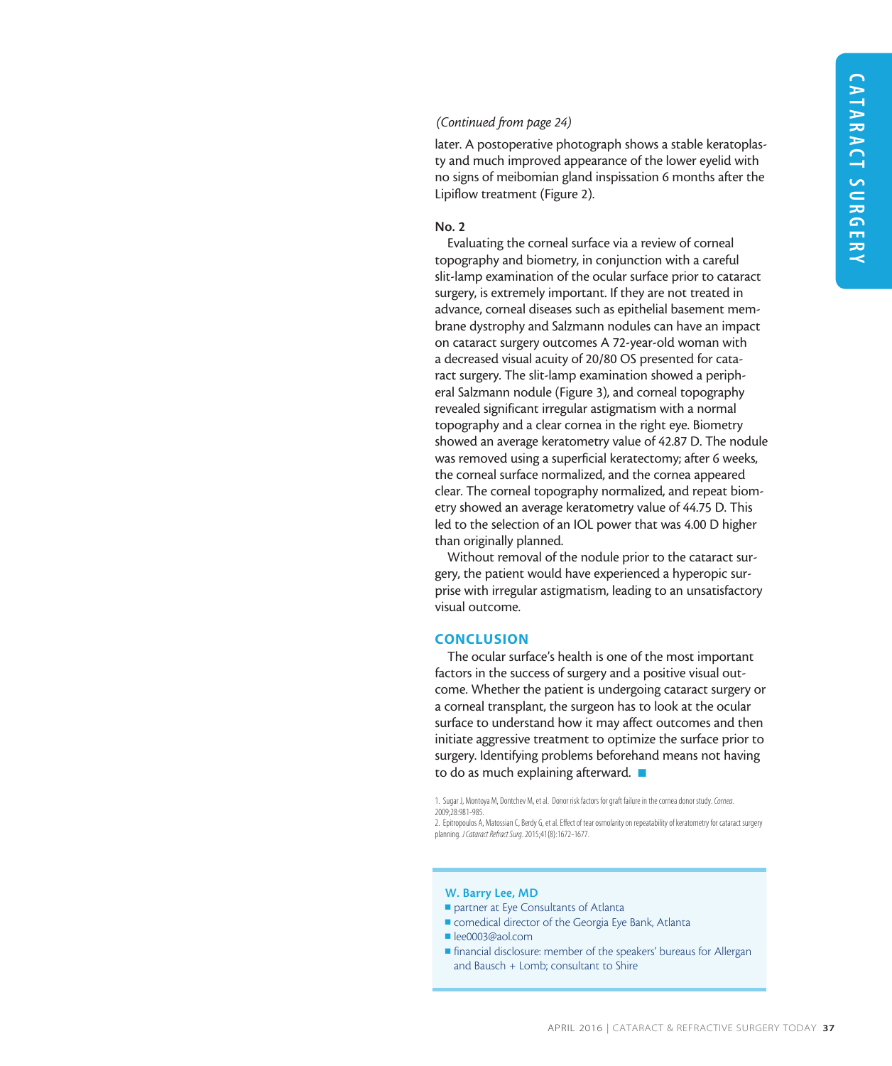*(Continued from page 24)*

later. A postoperative photograph shows a stable keratoplasty and much improved appearance of the lower eyelid with no signs of meibomian gland inspissation 6 months after the Lipiflow treatment (Figure 2).

**No. 2**

Evaluating the corneal surface via a review of corneal topography and biometry, in conjunction with a careful slit-lamp examination of the ocular surface prior to cataract surgery, is extremely important. If they are not treated in advance, corneal diseases such as epithelial basement membrane dystrophy and Salzmann nodules can have an impact on cataract surgery outcomes A 72-year-old woman with a decreased visual acuity of 20/80 OS presented for cataract surgery. The slit-lamp examination showed a peripheral Salzmann nodule (Figure 3), and corneal topography revealed significant irregular astigmatism with a normal topography and a clear cornea in the right eye. Biometry showed an average keratometry value of 42.87 D. The nodule was removed using a superficial keratectomy; after 6 weeks, the corneal surface normalized, and the cornea appeared clear. The corneal topography normalized, and repeat biometry showed an average keratometry value of 44.75 D. This led to the selection of an IOL power that was 4.00 D higher than originally planned.

Without removal of the nodule prior to the cataract surgery, the patient would have experienced a hyperopic surprise with irregular astigmatism, leading to an unsatisfactory visual outcome.

## CONCLUSION

The ocular surface's health is one of the most important factors in the success of surgery and a positive visual outcome. Whether the patient is undergoing cataract surgery or a corneal transplant, the surgeon has to look at the ocular surface to understand how it may affect outcomes and then initiate aggressive treatment to optimize the surface prior to surgery. Identifying problems beforehand means not having to do as much explaining afterward. ■

1. Sugar J, Montoya M, Dontchev M, et al. Donor risk factors for graft failure in the cornea donor study. *Cornea*. 2009;28:981-985.
2. Epitropoulos A, Matossian C, Berdy G, et al. Effect of tear osmolarity on repeatability of keratometry for cataract surgery planning. *J Cataract Refract Surg*. 2015;41(8):1672-1677.

**W. Barry Lee, MD**

- partner at Eye Consultants of Atlanta
- comedical director of the Georgia Eye Bank, Atlanta
- lee0003@aol.com
- financial disclosure: member of the speakers' bureaus for Allergan and Bausch + Lomb; consultant to Shire